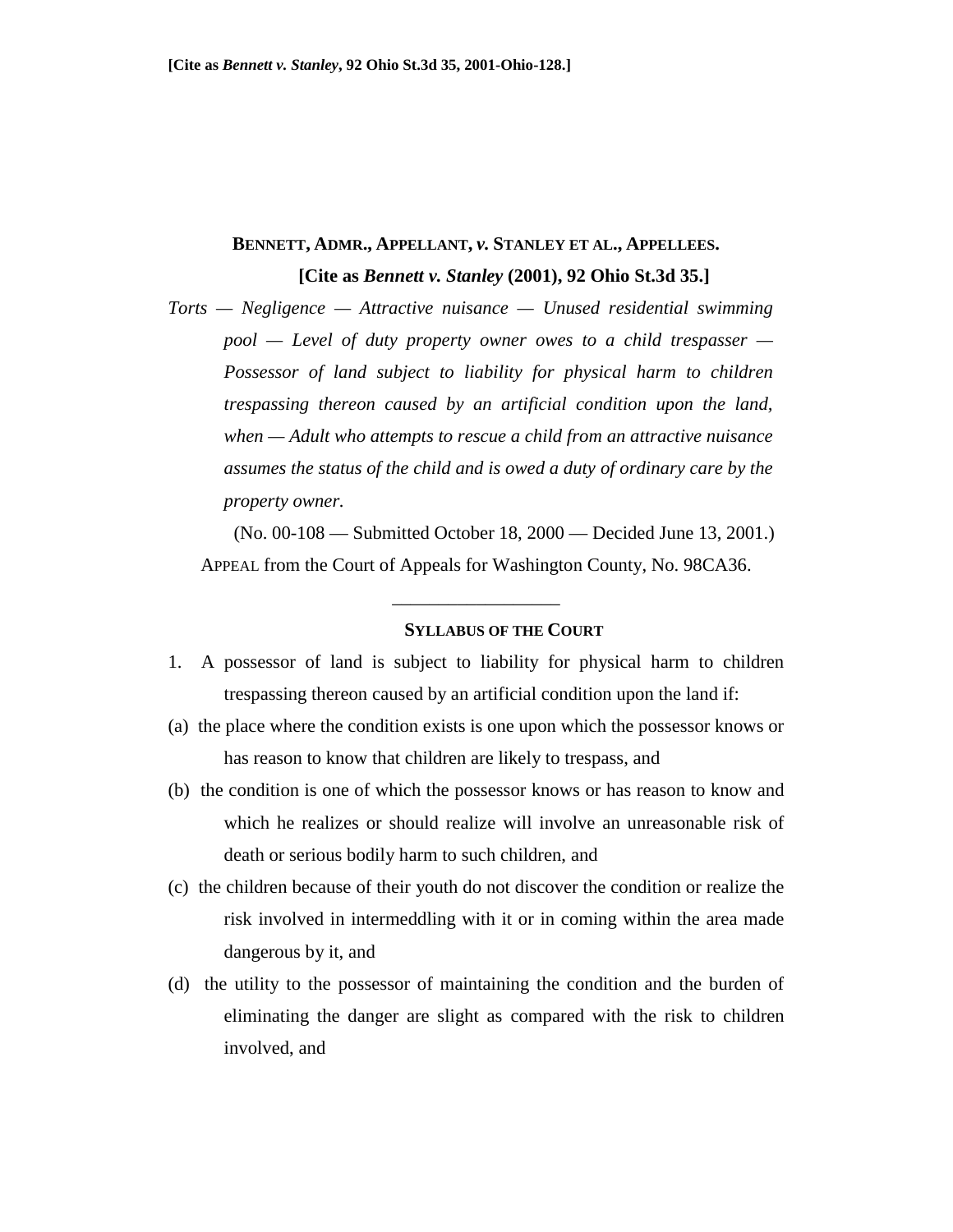[Cite as *Bennett v. Stanley*, 92 Ohio St.3d 35, 2001-Ohio-128.]

**BENNETT, ADMR., APPELLANT, *v.* STANLEY ET AL., APPELLEES.**

**[Cite as *Bennett v. Stanley* (2001), 92 Ohio St.3d 35.]**

*Torts — Negligence — Attractive nuisance — Unused residential swimming pool — Level of duty property owner owes to a child trespasser — Possessor of land subject to liability for physical harm to children trespassing thereon caused by an artificial condition upon the land, when — Adult who attempts to rescue a child from an attractive nuisance assumes the status of the child and is owed a duty of ordinary care by the property owner.*

(No. 00-108 — Submitted October 18, 2000 — Decided June 13, 2001.)

APPEAL from the Court of Appeals for Washington County, No. 98CA36.

---

**SYLLABUS OF THE COURT**

1. A possessor of land is subject to liability for physical harm to children trespassing thereon caused by an artificial condition upon the land if:

(a) the place where the condition exists is one upon which the possessor knows or has reason to know that children are likely to trespass, and

(b) the condition is one of which the possessor knows or has reason to know and which he realizes or should realize will involve an unreasonable risk of death or serious bodily harm to such children, and

(c) the children because of their youth do not discover the condition or realize the risk involved in intermeddling with it or in coming within the area made dangerous by it, and

(d) the utility to the possessor of maintaining the condition and the burden of eliminating the danger are slight as compared with the risk to children involved, and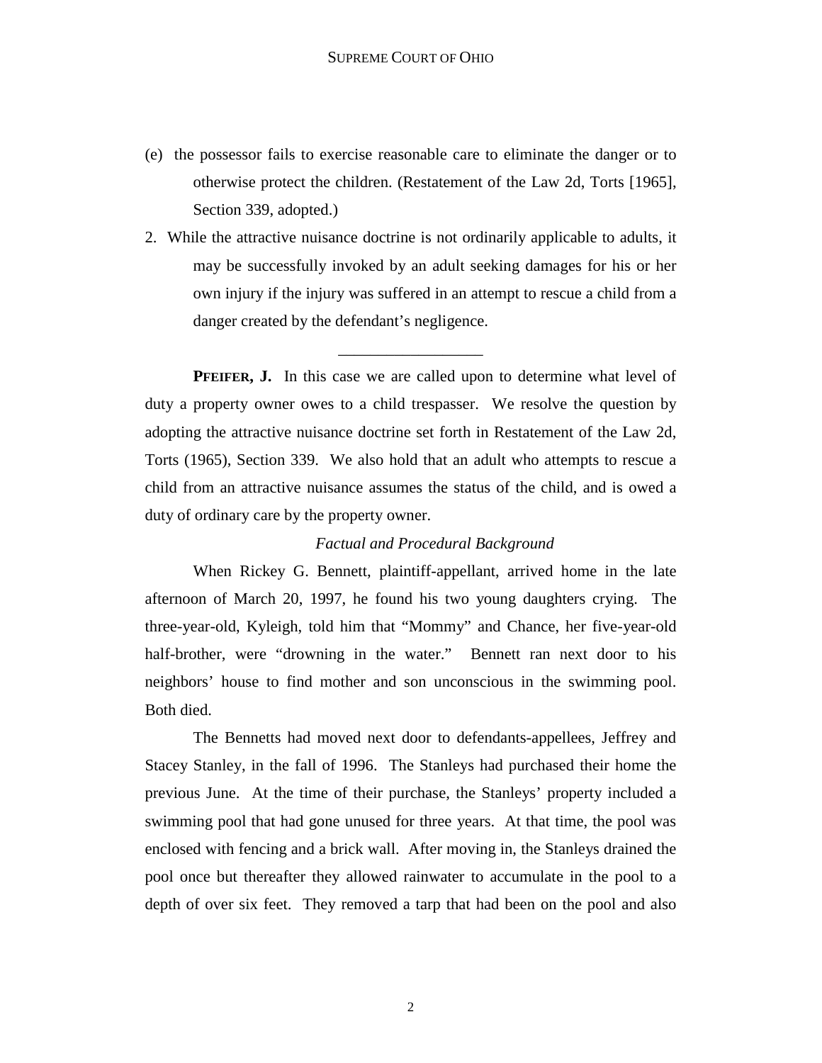(e) the possessor fails to exercise reasonable care to eliminate the danger or to otherwise protect the children. (Restatement of the Law 2d, Torts [1965], Section 339, adopted.)

2. While the attractive nuisance doctrine is not ordinarily applicable to adults, it may be successfully invoked by an adult seeking damages for his or her own injury if the injury was suffered in an attempt to rescue a child from a danger created by the defendant's negligence.

---

**PFEIFER, J.** In this case we are called upon to determine what level of duty a property owner owes to a child trespasser. We resolve the question by adopting the attractive nuisance doctrine set forth in Restatement of the Law 2d, Torts (1965), Section 339. We also hold that an adult who attempts to rescue a child from an attractive nuisance assumes the status of the child, and is owed a duty of ordinary care by the property owner.

*Factual and Procedural Background*

When Rickey G. Bennett, plaintiff-appellant, arrived home in the late afternoon of March 20, 1997, he found his two young daughters crying. The three-year-old, Kyleigh, told him that "Mommy" and Chance, her five-year-old half-brother, were "drowning in the water." Bennett ran next door to his neighbors' house to find mother and son unconscious in the swimming pool. Both died.

The Bennetts had moved next door to defendants-appellees, Jeffrey and Stacey Stanley, in the fall of 1996. The Stanleys had purchased their home the previous June. At the time of their purchase, the Stanleys' property included a swimming pool that had gone unused for three years. At that time, the pool was enclosed with fencing and a brick wall. After moving in, the Stanleys drained the pool once but thereafter they allowed rainwater to accumulate in the pool to a depth of over six feet. They removed a tarp that had been on the pool and also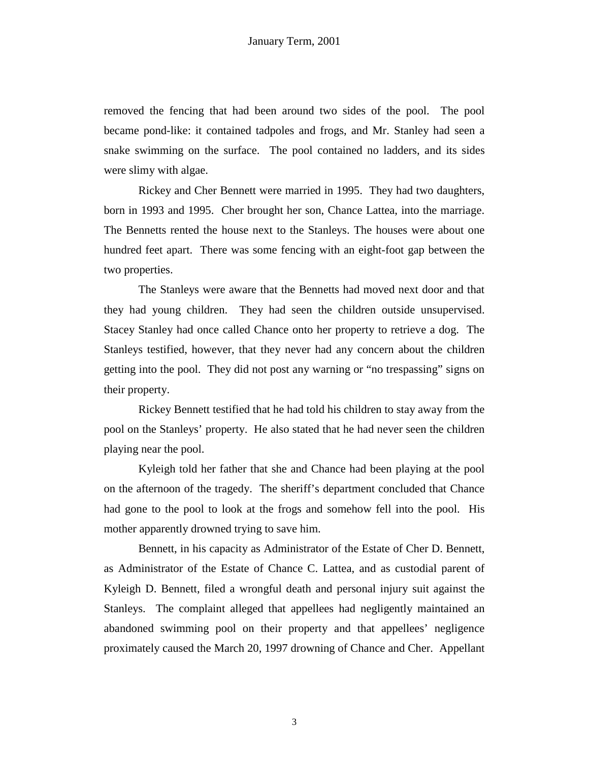removed the fencing that had been around two sides of the pool. The pool became pond-like: it contained tadpoles and frogs, and Mr. Stanley had seen a snake swimming on the surface. The pool contained no ladders, and its sides were slimy with algae.

Rickey and Cher Bennett were married in 1995. They had two daughters, born in 1993 and 1995. Cher brought her son, Chance Lattea, into the marriage. The Bennetts rented the house next to the Stanleys. The houses were about one hundred feet apart. There was some fencing with an eight-foot gap between the two properties.

The Stanleys were aware that the Bennetts had moved next door and that they had young children. They had seen the children outside unsupervised. Stacey Stanley had once called Chance onto her property to retrieve a dog. The Stanleys testified, however, that they never had any concern about the children getting into the pool. They did not post any warning or "no trespassing" signs on their property.

Rickey Bennett testified that he had told his children to stay away from the pool on the Stanleys' property. He also stated that he had never seen the children playing near the pool.

Kyleigh told her father that she and Chance had been playing at the pool on the afternoon of the tragedy. The sheriff's department concluded that Chance had gone to the pool to look at the frogs and somehow fell into the pool. His mother apparently drowned trying to save him.

Bennett, in his capacity as Administrator of the Estate of Cher D. Bennett, as Administrator of the Estate of Chance C. Lattea, and as custodial parent of Kyleigh D. Bennett, filed a wrongful death and personal injury suit against the Stanleys. The complaint alleged that appellees had negligently maintained an abandoned swimming pool on their property and that appellees' negligence proximately caused the March 20, 1997 drowning of Chance and Cher. Appellant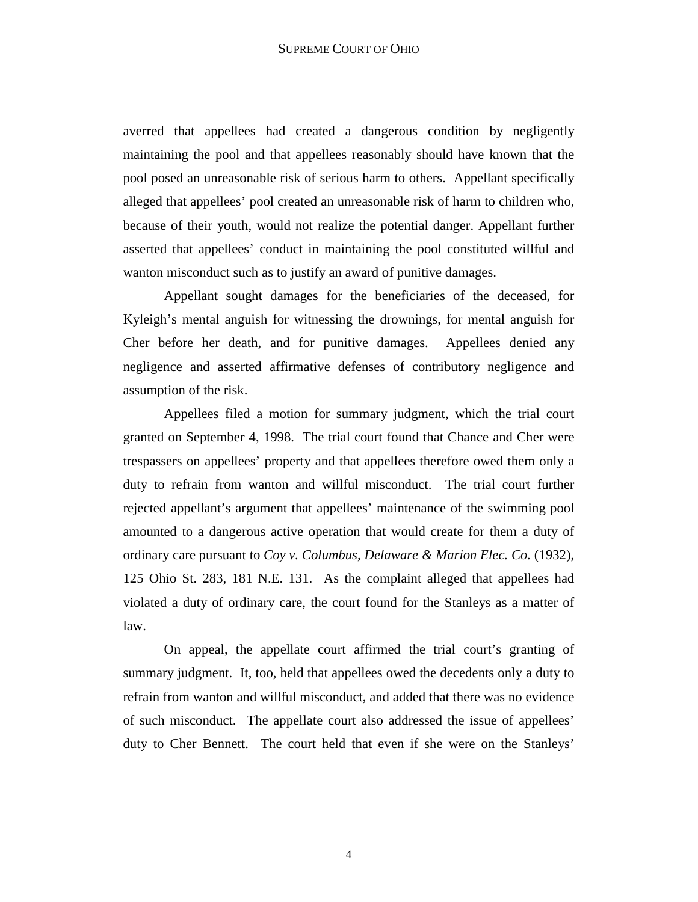averred that appellees had created a dangerous condition by negligently maintaining the pool and that appellees reasonably should have known that the pool posed an unreasonable risk of serious harm to others. Appellant specifically alleged that appellees' pool created an unreasonable risk of harm to children who, because of their youth, would not realize the potential danger. Appellant further asserted that appellees' conduct in maintaining the pool constituted willful and wanton misconduct such as to justify an award of punitive damages.

Appellant sought damages for the beneficiaries of the deceased, for Kyleigh's mental anguish for witnessing the drownings, for mental anguish for Cher before her death, and for punitive damages. Appellees denied any negligence and asserted affirmative defenses of contributory negligence and assumption of the risk.

Appellees filed a motion for summary judgment, which the trial court granted on September 4, 1998. The trial court found that Chance and Cher were trespassers on appellees' property and that appellees therefore owed them only a duty to refrain from wanton and willful misconduct. The trial court further rejected appellant's argument that appellees' maintenance of the swimming pool amounted to a dangerous active operation that would create for them a duty of ordinary care pursuant to *Coy v. Columbus, Delaware & Marion Elec. Co.* (1932), 125 Ohio St. 283, 181 N.E. 131. As the complaint alleged that appellees had violated a duty of ordinary care, the court found for the Stanleys as a matter of law.

On appeal, the appellate court affirmed the trial court's granting of summary judgment. It, too, held that appellees owed the decedents only a duty to refrain from wanton and willful misconduct, and added that there was no evidence of such misconduct. The appellate court also addressed the issue of appellees' duty to Cher Bennett. The court held that even if she were on the Stanleys'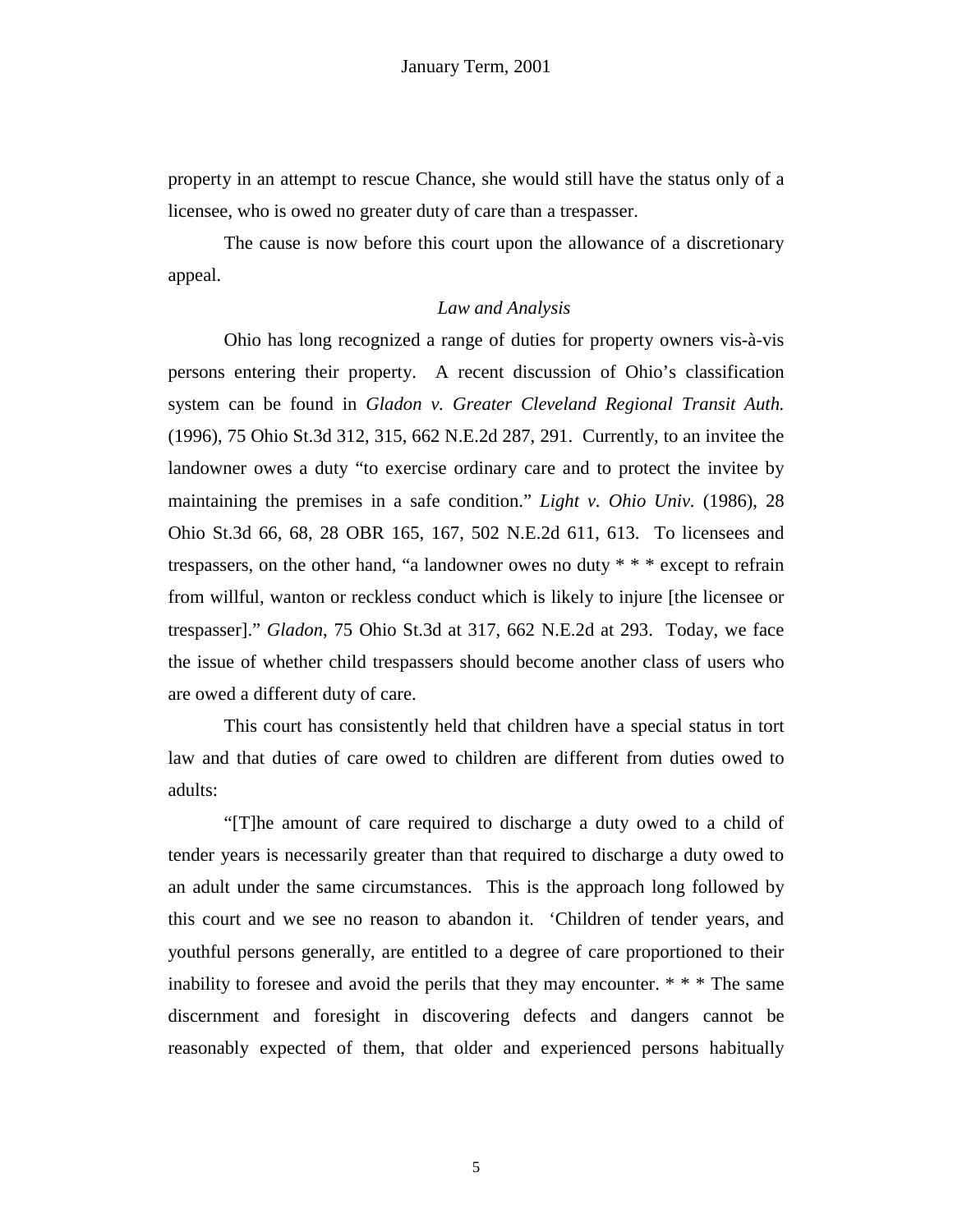property in an attempt to rescue Chance, she would still have the status only of a licensee, who is owed no greater duty of care than a trespasser.

The cause is now before this court upon the allowance of a discretionary appeal.

### *Law and Analysis*

Ohio has long recognized a range of duties for property owners vis-à-vis persons entering their property. A recent discussion of Ohio's classification system can be found in *Gladon v. Greater Cleveland Regional Transit Auth.* (1996), 75 Ohio St.3d 312, 315, 662 N.E.2d 287, 291. Currently, to an invitee the landowner owes a duty "to exercise ordinary care and to protect the invitee by maintaining the premises in a safe condition." *Light v. Ohio Univ.* (1986), 28 Ohio St.3d 66, 68, 28 OBR 165, 167, 502 N.E.2d 611, 613. To licensees and trespassers, on the other hand, "a landowner owes no duty * * * except to refrain from willful, wanton or reckless conduct which is likely to injure [the licensee or trespasser]." *Gladon*, 75 Ohio St.3d at 317, 662 N.E.2d at 293. Today, we face the issue of whether child trespassers should become another class of users who are owed a different duty of care.

This court has consistently held that children have a special status in tort law and that duties of care owed to children are different from duties owed to adults:

"[T]he amount of care required to discharge a duty owed to a child of tender years is necessarily greater than that required to discharge a duty owed to an adult under the same circumstances. This is the approach long followed by this court and we see no reason to abandon it. 'Children of tender years, and youthful persons generally, are entitled to a degree of care proportioned to their inability to foresee and avoid the perils that they may encounter. * * * The same discernment and foresight in discovering defects and dangers cannot be reasonably expected of them, that older and experienced persons habitually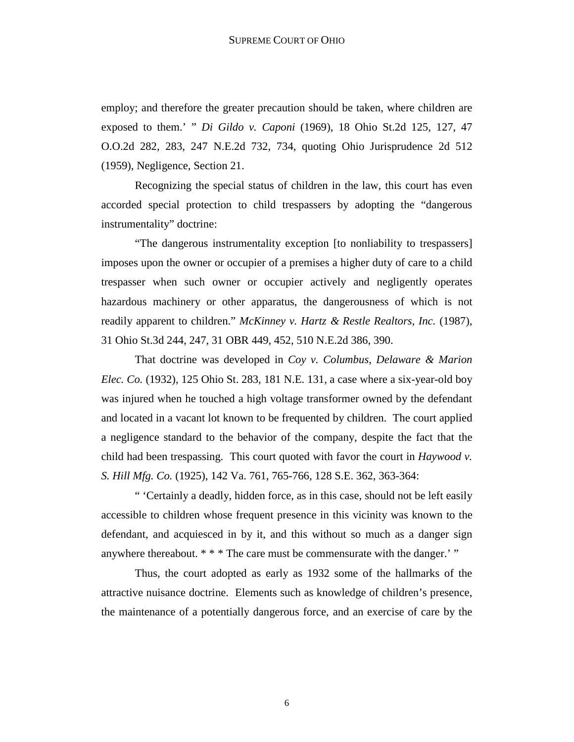employ; and therefore the greater precaution should be taken, where children are exposed to them.' " *Di Gildo v. Caponi* (1969), 18 Ohio St.2d 125, 127, 47 O.O.2d 282, 283, 247 N.E.2d 732, 734, quoting Ohio Jurisprudence 2d 512 (1959), Negligence, Section 21.

Recognizing the special status of children in the law, this court has even accorded special protection to child trespassers by adopting the "dangerous instrumentality" doctrine:

"The dangerous instrumentality exception [to nonliability to trespassers] imposes upon the owner or occupier of a premises a higher duty of care to a child trespasser when such owner or occupier actively and negligently operates hazardous machinery or other apparatus, the dangerousness of which is not readily apparent to children." *McKinney v. Hartz & Restle Realtors, Inc.* (1987), 31 Ohio St.3d 244, 247, 31 OBR 449, 452, 510 N.E.2d 386, 390.

That doctrine was developed in *Coy v. Columbus, Delaware & Marion Elec. Co.* (1932), 125 Ohio St. 283, 181 N.E. 131, a case where a six-year-old boy was injured when he touched a high voltage transformer owned by the defendant and located in a vacant lot known to be frequented by children. The court applied a negligence standard to the behavior of the company, despite the fact that the child had been trespassing. This court quoted with favor the court in *Haywood v. S. Hill Mfg. Co.* (1925), 142 Va. 761, 765-766, 128 S.E. 362, 363-364:

" 'Certainly a deadly, hidden force, as in this case, should not be left easily accessible to children whose frequent presence in this vicinity was known to the defendant, and acquiesced in by it, and this without so much as a danger sign anywhere thereabout. * * * The care must be commensurate with the danger.' "

Thus, the court adopted as early as 1932 some of the hallmarks of the attractive nuisance doctrine. Elements such as knowledge of children's presence, the maintenance of a potentially dangerous force, and an exercise of care by the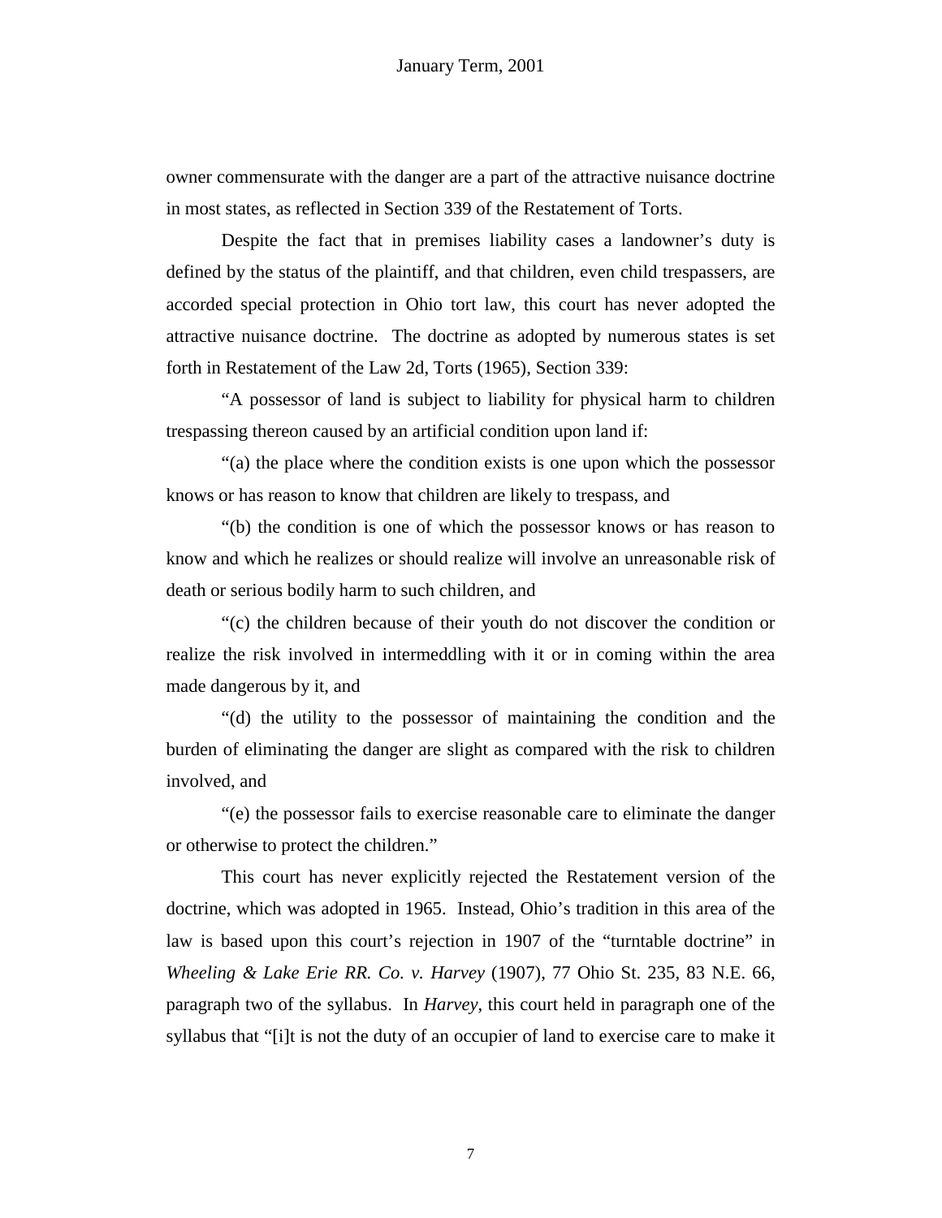owner commensurate with the danger are a part of the attractive nuisance doctrine in most states, as reflected in Section 339 of the Restatement of Torts.

Despite the fact that in premises liability cases a landowner's duty is defined by the status of the plaintiff, and that children, even child trespassers, are accorded special protection in Ohio tort law, this court has never adopted the attractive nuisance doctrine. The doctrine as adopted by numerous states is set forth in Restatement of the Law 2d, Torts (1965), Section 339:

"A possessor of land is subject to liability for physical harm to children trespassing thereon caused by an artificial condition upon land if:

"(a) the place where the condition exists is one upon which the possessor knows or has reason to know that children are likely to trespass, and

"(b) the condition is one of which the possessor knows or has reason to know and which he realizes or should realize will involve an unreasonable risk of death or serious bodily harm to such children, and

"(c) the children because of their youth do not discover the condition or realize the risk involved in intermeddling with it or in coming within the area made dangerous by it, and

"(d) the utility to the possessor of maintaining the condition and the burden of eliminating the danger are slight as compared with the risk to children involved, and

"(e) the possessor fails to exercise reasonable care to eliminate the danger or otherwise to protect the children."

This court has never explicitly rejected the Restatement version of the doctrine, which was adopted in 1965. Instead, Ohio's tradition in this area of the law is based upon this court's rejection in 1907 of the "turntable doctrine" in *Wheeling & Lake Erie RR. Co. v. Harvey* (1907), 77 Ohio St. 235, 83 N.E. 66, paragraph two of the syllabus. In *Harvey*, this court held in paragraph one of the syllabus that "[i]t is not the duty of an occupier of land to exercise care to make it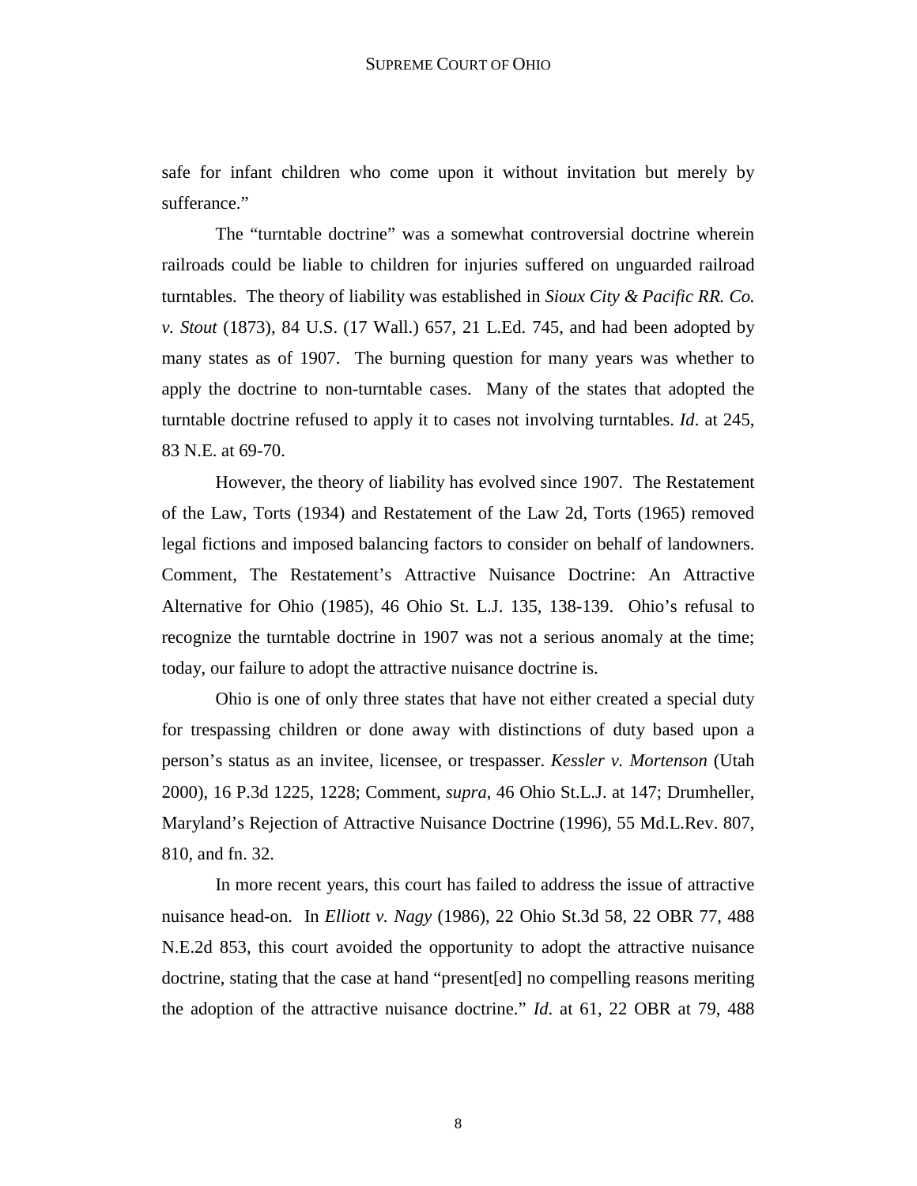safe for infant children who come upon it without invitation but merely by sufferance."

The "turntable doctrine" was a somewhat controversial doctrine wherein railroads could be liable to children for injuries suffered on unguarded railroad turntables. The theory of liability was established in *Sioux City & Pacific RR. Co. v. Stout* (1873), 84 U.S. (17 Wall.) 657, 21 L.Ed. 745, and had been adopted by many states as of 1907. The burning question for many years was whether to apply the doctrine to non-turntable cases. Many of the states that adopted the turntable doctrine refused to apply it to cases not involving turntables. *Id*. at 245, 83 N.E. at 69-70.

However, the theory of liability has evolved since 1907. The Restatement of the Law, Torts (1934) and Restatement of the Law 2d, Torts (1965) removed legal fictions and imposed balancing factors to consider on behalf of landowners. Comment, The Restatement's Attractive Nuisance Doctrine: An Attractive Alternative for Ohio (1985), 46 Ohio St. L.J. 135, 138-139. Ohio's refusal to recognize the turntable doctrine in 1907 was not a serious anomaly at the time; today, our failure to adopt the attractive nuisance doctrine is.

Ohio is one of only three states that have not either created a special duty for trespassing children or done away with distinctions of duty based upon a person's status as an invitee, licensee, or trespasser. *Kessler v. Mortenson* (Utah 2000), 16 P.3d 1225, 1228; Comment, *supra*, 46 Ohio St.L.J. at 147; Drumheller, Maryland's Rejection of Attractive Nuisance Doctrine (1996), 55 Md.L.Rev. 807, 810, and fn. 32.

In more recent years, this court has failed to address the issue of attractive nuisance head-on. In *Elliott v. Nagy* (1986), 22 Ohio St.3d 58, 22 OBR 77, 488 N.E.2d 853, this court avoided the opportunity to adopt the attractive nuisance doctrine, stating that the case at hand "present[ed] no compelling reasons meriting the adoption of the attractive nuisance doctrine." *Id*. at 61, 22 OBR at 79, 488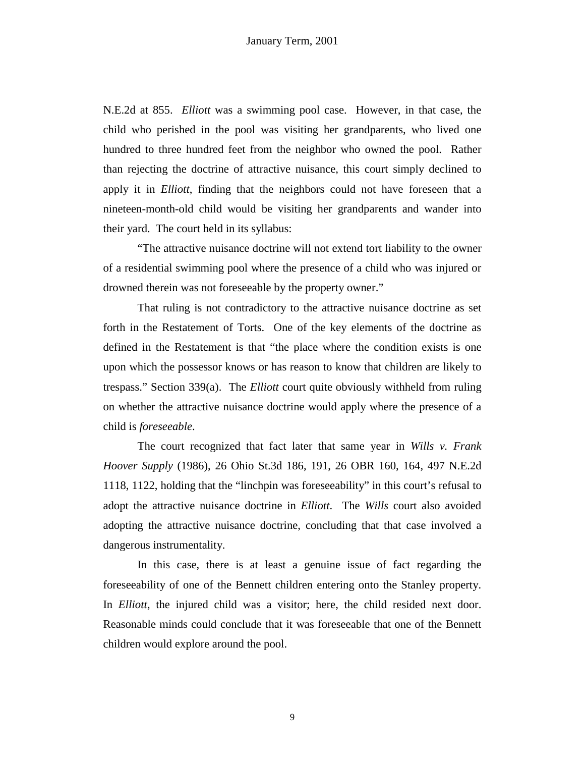N.E.2d at 855. *Elliott* was a swimming pool case. However, in that case, the child who perished in the pool was visiting her grandparents, who lived one hundred to three hundred feet from the neighbor who owned the pool. Rather than rejecting the doctrine of attractive nuisance, this court simply declined to apply it in *Elliott*, finding that the neighbors could not have foreseen that a nineteen-month-old child would be visiting her grandparents and wander into their yard. The court held in its syllabus:

> "The attractive nuisance doctrine will not extend tort liability to the owner of a residential swimming pool where the presence of a child who was injured or drowned therein was not foreseeable by the property owner."

That ruling is not contradictory to the attractive nuisance doctrine as set forth in the Restatement of Torts. One of the key elements of the doctrine as defined in the Restatement is that "the place where the condition exists is one upon which the possessor knows or has reason to know that children are likely to trespass." Section 339(a). The *Elliott* court quite obviously withheld from ruling on whether the attractive nuisance doctrine would apply where the presence of a child is *foreseeable*.

The court recognized that fact later that same year in *Wills v. Frank Hoover Supply* (1986), 26 Ohio St.3d 186, 191, 26 OBR 160, 164, 497 N.E.2d 1118, 1122, holding that the "linchpin was foreseeability" in this court's refusal to adopt the attractive nuisance doctrine in *Elliott*. The *Wills* court also avoided adopting the attractive nuisance doctrine, concluding that that case involved a dangerous instrumentality.

In this case, there is at least a genuine issue of fact regarding the foreseeability of one of the Bennett children entering onto the Stanley property. In *Elliott*, the injured child was a visitor; here, the child resided next door. Reasonable minds could conclude that it was foreseeable that one of the Bennett children would explore around the pool.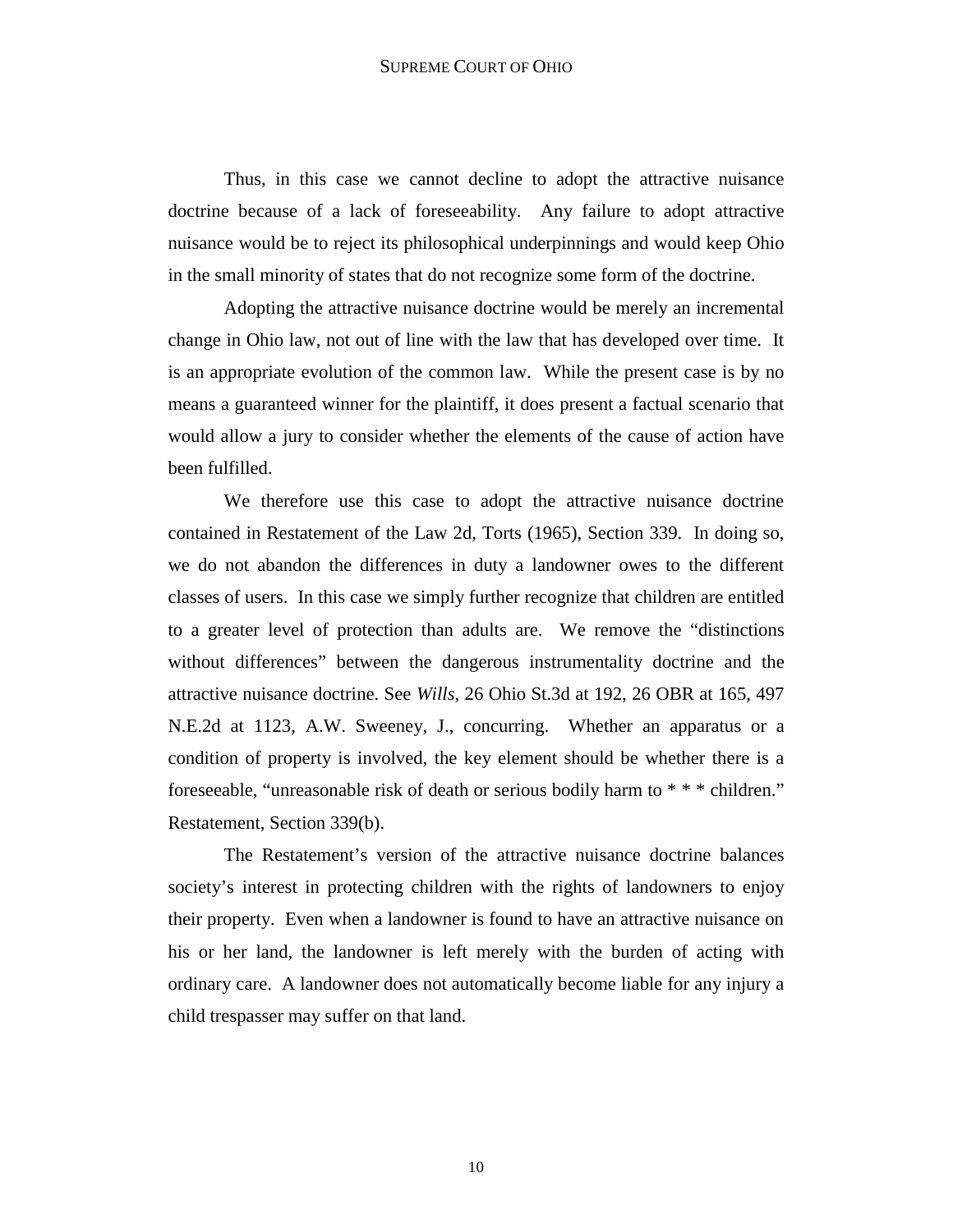Thus, in this case we cannot decline to adopt the attractive nuisance doctrine because of a lack of foreseeability. Any failure to adopt attractive nuisance would be to reject its philosophical underpinnings and would keep Ohio in the small minority of states that do not recognize some form of the doctrine.

Adopting the attractive nuisance doctrine would be merely an incremental change in Ohio law, not out of line with the law that has developed over time. It is an appropriate evolution of the common law. While the present case is by no means a guaranteed winner for the plaintiff, it does present a factual scenario that would allow a jury to consider whether the elements of the cause of action have been fulfilled.

We therefore use this case to adopt the attractive nuisance doctrine contained in Restatement of the Law 2d, Torts (1965), Section 339. In doing so, we do not abandon the differences in duty a landowner owes to the different classes of users. In this case we simply further recognize that children are entitled to a greater level of protection than adults are. We remove the "distinctions without differences" between the dangerous instrumentality doctrine and the attractive nuisance doctrine. See *Wills*, 26 Ohio St.3d at 192, 26 OBR at 165, 497 N.E.2d at 1123, A.W. Sweeney, J., concurring. Whether an apparatus or a condition of property is involved, the key element should be whether there is a foreseeable, "unreasonable risk of death or serious bodily harm to * * * children." Restatement, Section 339(b).

The Restatement's version of the attractive nuisance doctrine balances society's interest in protecting children with the rights of landowners to enjoy their property. Even when a landowner is found to have an attractive nuisance on his or her land, the landowner is left merely with the burden of acting with ordinary care. A landowner does not automatically become liable for any injury a child trespasser may suffer on that land.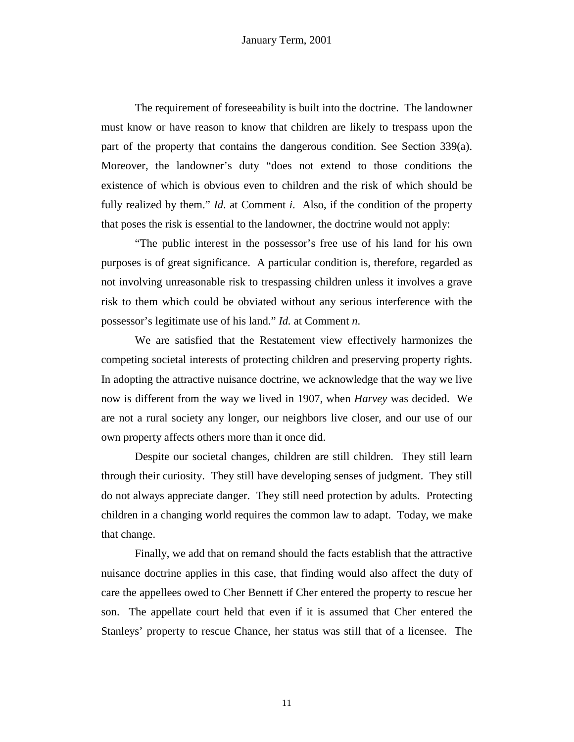The requirement of foreseeability is built into the doctrine. The landowner must know or have reason to know that children are likely to trespass upon the part of the property that contains the dangerous condition. See Section 339(a). Moreover, the landowner's duty "does not extend to those conditions the existence of which is obvious even to children and the risk of which should be fully realized by them." *Id.* at Comment *i*. Also, if the condition of the property that poses the risk is essential to the landowner, the doctrine would not apply:

"The public interest in the possessor's free use of his land for his own purposes is of great significance. A particular condition is, therefore, regarded as not involving unreasonable risk to trespassing children unless it involves a grave risk to them which could be obviated without any serious interference with the possessor's legitimate use of his land." *Id.* at Comment *n*.

We are satisfied that the Restatement view effectively harmonizes the competing societal interests of protecting children and preserving property rights. In adopting the attractive nuisance doctrine, we acknowledge that the way we live now is different from the way we lived in 1907, when *Harvey* was decided. We are not a rural society any longer, our neighbors live closer, and our use of our own property affects others more than it once did.

Despite our societal changes, children are still children. They still learn through their curiosity. They still have developing senses of judgment. They still do not always appreciate danger. They still need protection by adults. Protecting children in a changing world requires the common law to adapt. Today, we make that change.

Finally, we add that on remand should the facts establish that the attractive nuisance doctrine applies in this case, that finding would also affect the duty of care the appellees owed to Cher Bennett if Cher entered the property to rescue her son. The appellate court held that even if it is assumed that Cher entered the Stanleys' property to rescue Chance, her status was still that of a licensee. The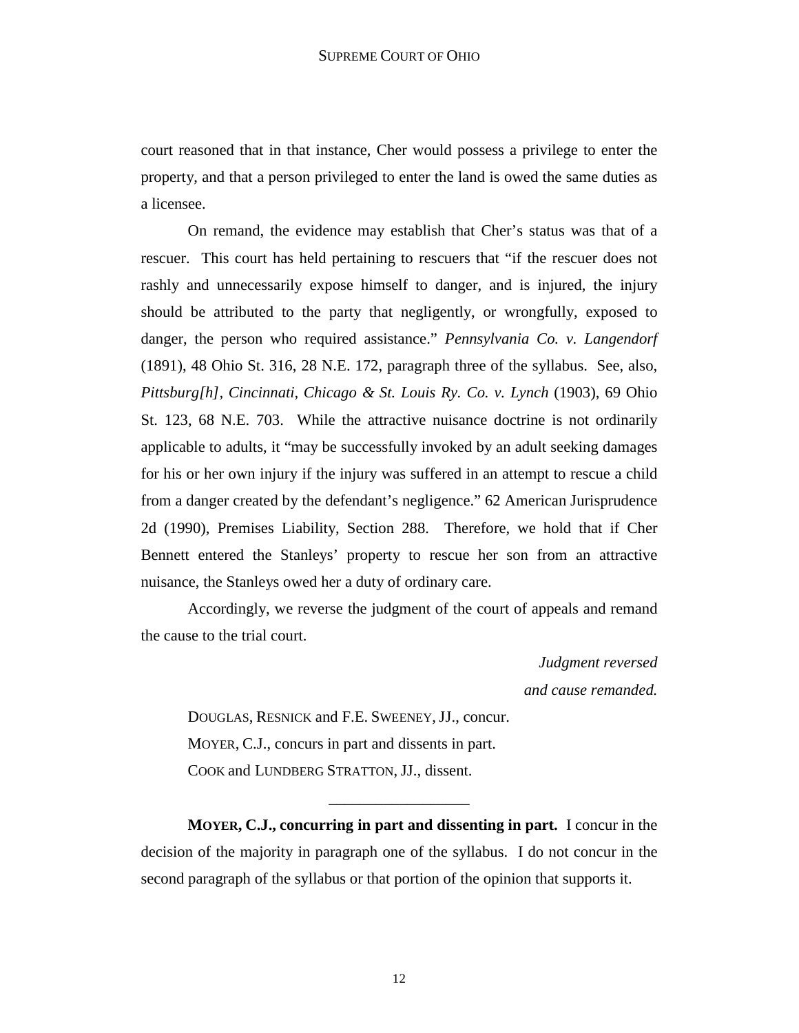court reasoned that in that instance, Cher would possess a privilege to enter the property, and that a person privileged to enter the land is owed the same duties as a licensee.

On remand, the evidence may establish that Cher's status was that of a rescuer. This court has held pertaining to rescuers that "if the rescuer does not rashly and unnecessarily expose himself to danger, and is injured, the injury should be attributed to the party that negligently, or wrongfully, exposed to danger, the person who required assistance." *Pennsylvania Co. v. Langendorf* (1891), 48 Ohio St. 316, 28 N.E. 172, paragraph three of the syllabus. See, also, *Pittsburg[h], Cincinnati, Chicago & St. Louis Ry. Co. v. Lynch* (1903), 69 Ohio St. 123, 68 N.E. 703. While the attractive nuisance doctrine is not ordinarily applicable to adults, it "may be successfully invoked by an adult seeking damages for his or her own injury if the injury was suffered in an attempt to rescue a child from a danger created by the defendant's negligence." 62 American Jurisprudence 2d (1990), Premises Liability, Section 288. Therefore, we hold that if Cher Bennett entered the Stanleys' property to rescue her son from an attractive nuisance, the Stanleys owed her a duty of ordinary care.

Accordingly, we reverse the judgment of the court of appeals and remand the cause to the trial court.

*Judgment reversed and cause remanded.*

DOUGLAS, RESNICK and F.E. SWEENEY, JJ., concur.

MOYER, C.J., concurs in part and dissents in part.

COOK and LUNDBERG STRATTON, JJ., dissent.

---

**MOYER, C.J., concurring in part and dissenting in part.** I concur in the decision of the majority in paragraph one of the syllabus. I do not concur in the second paragraph of the syllabus or that portion of the opinion that supports it.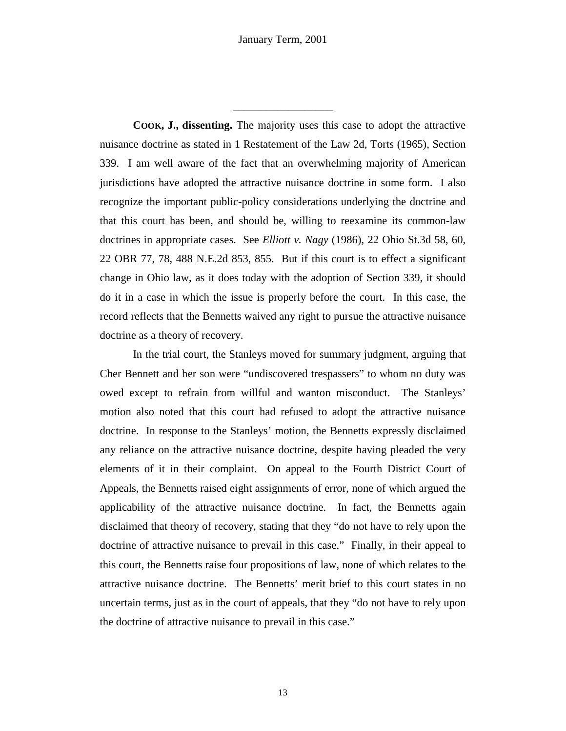---

**COOK, J., dissenting.** The majority uses this case to adopt the attractive nuisance doctrine as stated in 1 Restatement of the Law 2d, Torts (1965), Section 339. I am well aware of the fact that an overwhelming majority of American jurisdictions have adopted the attractive nuisance doctrine in some form. I also recognize the important public-policy considerations underlying the doctrine and that this court has been, and should be, willing to reexamine its common-law doctrines in appropriate cases. See *Elliott v. Nagy* (1986), 22 Ohio St.3d 58, 60, 22 OBR 77, 78, 488 N.E.2d 853, 855. But if this court is to effect a significant change in Ohio law, as it does today with the adoption of Section 339, it should do it in a case in which the issue is properly before the court. In this case, the record reflects that the Bennetts waived any right to pursue the attractive nuisance doctrine as a theory of recovery.

In the trial court, the Stanleys moved for summary judgment, arguing that Cher Bennett and her son were "undiscovered trespassers" to whom no duty was owed except to refrain from willful and wanton misconduct. The Stanleys' motion also noted that this court had refused to adopt the attractive nuisance doctrine. In response to the Stanleys' motion, the Bennetts expressly disclaimed any reliance on the attractive nuisance doctrine, despite having pleaded the very elements of it in their complaint. On appeal to the Fourth District Court of Appeals, the Bennetts raised eight assignments of error, none of which argued the applicability of the attractive nuisance doctrine. In fact, the Bennetts again disclaimed that theory of recovery, stating that they "do not have to rely upon the doctrine of attractive nuisance to prevail in this case." Finally, in their appeal to this court, the Bennetts raise four propositions of law, none of which relates to the attractive nuisance doctrine. The Bennetts' merit brief to this court states in no uncertain terms, just as in the court of appeals, that they "do not have to rely upon the doctrine of attractive nuisance to prevail in this case."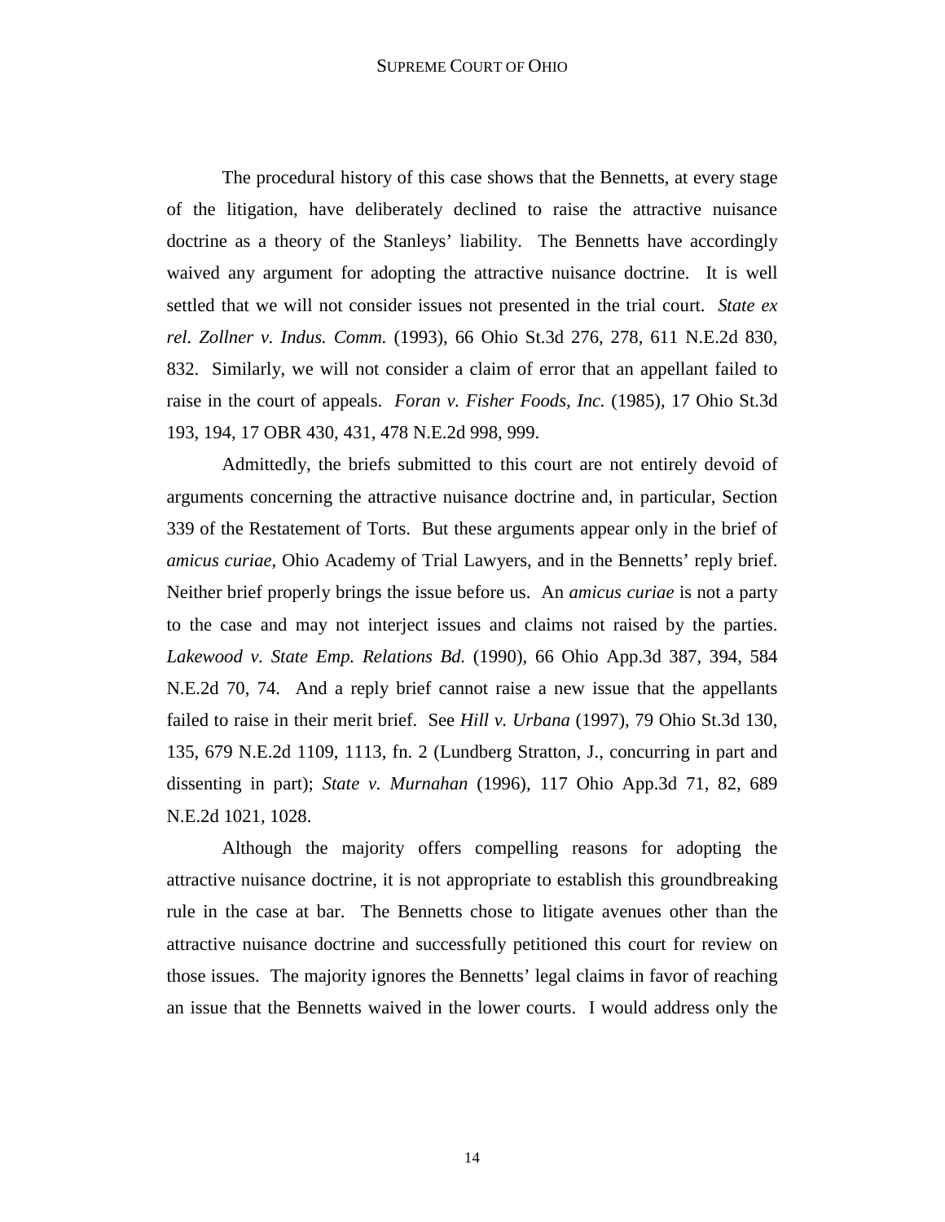The procedural history of this case shows that the Bennetts, at every stage of the litigation, have deliberately declined to raise the attractive nuisance doctrine as a theory of the Stanleys' liability. The Bennetts have accordingly waived any argument for adopting the attractive nuisance doctrine. It is well settled that we will not consider issues not presented in the trial court. *State ex rel. Zollner v. Indus. Comm.* (1993), 66 Ohio St.3d 276, 278, 611 N.E.2d 830, 832. Similarly, we will not consider a claim of error that an appellant failed to raise in the court of appeals. *Foran v. Fisher Foods, Inc.* (1985), 17 Ohio St.3d 193, 194, 17 OBR 430, 431, 478 N.E.2d 998, 999.

Admittedly, the briefs submitted to this court are not entirely devoid of arguments concerning the attractive nuisance doctrine and, in particular, Section 339 of the Restatement of Torts. But these arguments appear only in the brief of *amicus curiae*, Ohio Academy of Trial Lawyers, and in the Bennetts' reply brief. Neither brief properly brings the issue before us. An *amicus curiae* is not a party to the case and may not interject issues and claims not raised by the parties. *Lakewood v. State Emp. Relations Bd.* (1990), 66 Ohio App.3d 387, 394, 584 N.E.2d 70, 74. And a reply brief cannot raise a new issue that the appellants failed to raise in their merit brief. See *Hill v. Urbana* (1997), 79 Ohio St.3d 130, 135, 679 N.E.2d 1109, 1113, fn. 2 (Lundberg Stratton, J., concurring in part and dissenting in part); *State v. Murnahan* (1996), 117 Ohio App.3d 71, 82, 689 N.E.2d 1021, 1028.

Although the majority offers compelling reasons for adopting the attractive nuisance doctrine, it is not appropriate to establish this groundbreaking rule in the case at bar. The Bennetts chose to litigate avenues other than the attractive nuisance doctrine and successfully petitioned this court for review on those issues. The majority ignores the Bennetts' legal claims in favor of reaching an issue that the Bennetts waived in the lower courts. I would address only the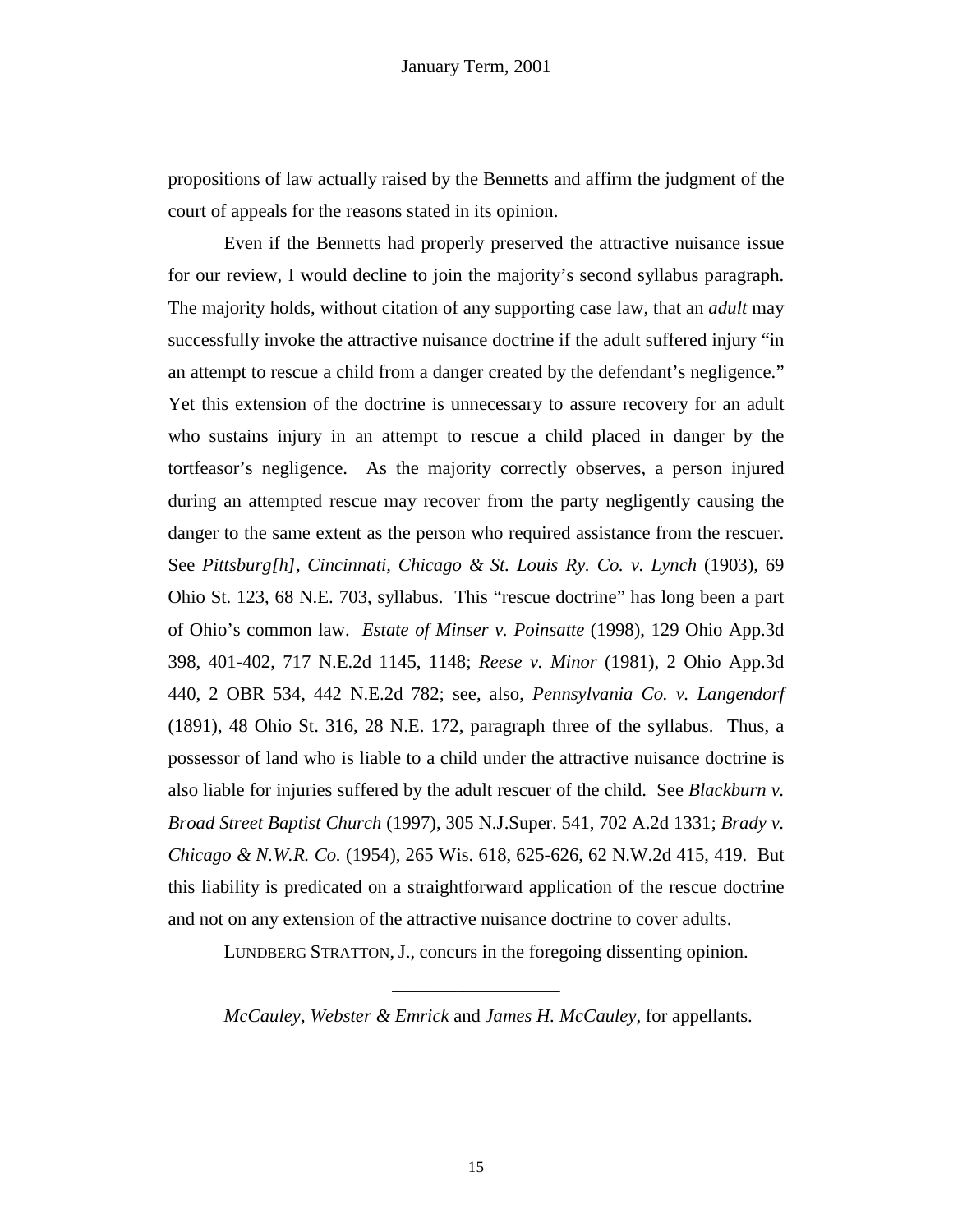propositions of law actually raised by the Bennetts and affirm the judgment of the court of appeals for the reasons stated in its opinion.

Even if the Bennetts had properly preserved the attractive nuisance issue for our review, I would decline to join the majority's second syllabus paragraph. The majority holds, without citation of any supporting case law, that an *adult* may successfully invoke the attractive nuisance doctrine if the adult suffered injury "in an attempt to rescue a child from a danger created by the defendant's negligence." Yet this extension of the doctrine is unnecessary to assure recovery for an adult who sustains injury in an attempt to rescue a child placed in danger by the tortfeasor's negligence. As the majority correctly observes, a person injured during an attempted rescue may recover from the party negligently causing the danger to the same extent as the person who required assistance from the rescuer. See *Pittsburg[h], Cincinnati, Chicago & St. Louis Ry. Co. v. Lynch* (1903), 69 Ohio St. 123, 68 N.E. 703, syllabus. This "rescue doctrine" has long been a part of Ohio's common law. *Estate of Minser v. Poinsatte* (1998), 129 Ohio App.3d 398, 401-402, 717 N.E.2d 1145, 1148; *Reese v. Minor* (1981), 2 Ohio App.3d 440, 2 OBR 534, 442 N.E.2d 782; see, also, *Pennsylvania Co. v. Langendorf* (1891), 48 Ohio St. 316, 28 N.E. 172, paragraph three of the syllabus. Thus, a possessor of land who is liable to a child under the attractive nuisance doctrine is also liable for injuries suffered by the adult rescuer of the child. See *Blackburn v. Broad Street Baptist Church* (1997), 305 N.J.Super. 541, 702 A.2d 1331; *Brady v. Chicago & N.W.R. Co.* (1954), 265 Wis. 618, 625-626, 62 N.W.2d 415, 419. But this liability is predicated on a straightforward application of the rescue doctrine and not on any extension of the attractive nuisance doctrine to cover adults.

LUNDBERG STRATTON, J., concurs in the foregoing dissenting opinion.

---

*McCauley, Webster & Emrick* and *James H. McCauley*, for appellants.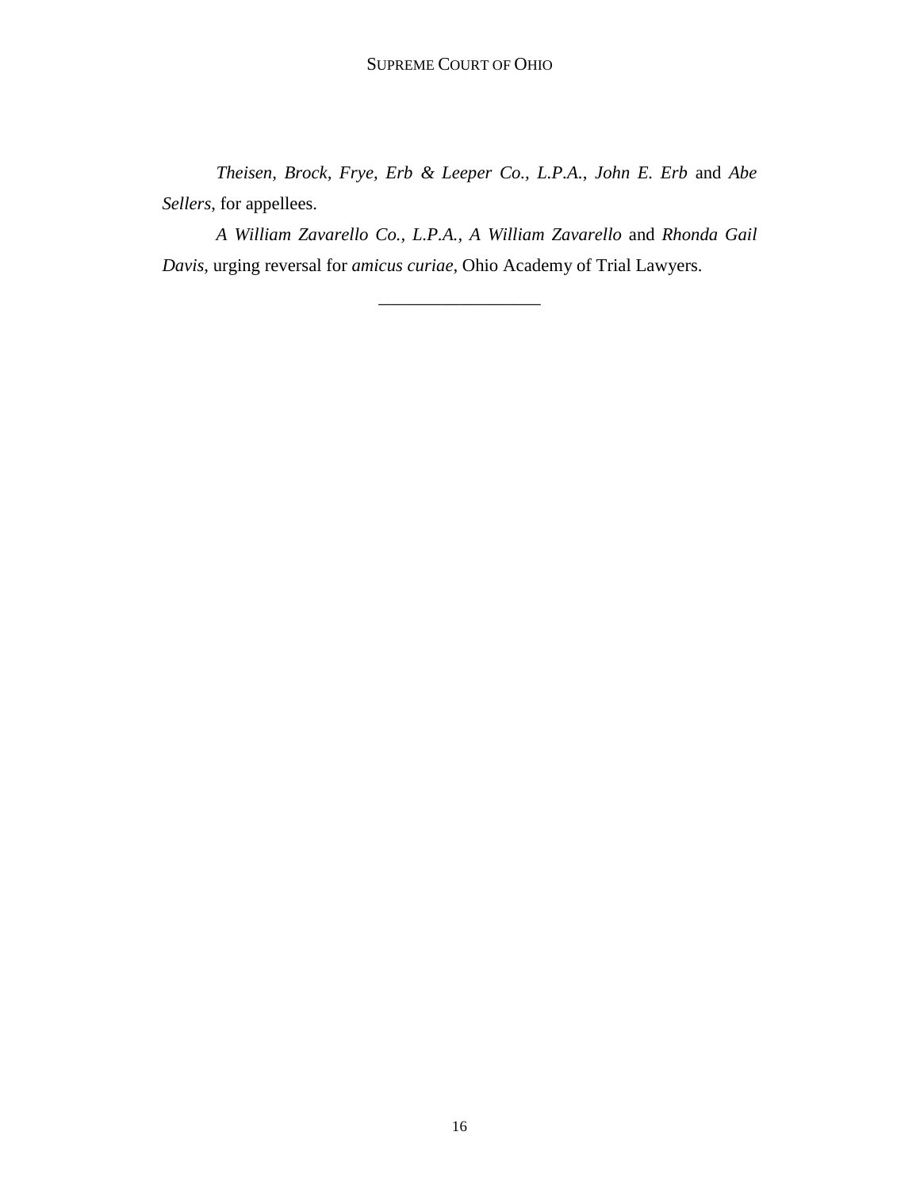*Theisen, Brock, Frye, Erb & Leeper Co., L.P.A.*, *John E. Erb* and *Abe Sellers*, for appellees.

*A William Zavarello Co., L.P.A.*, *A William Zavarello* and *Rhonda Gail Davis*, urging reversal for *amicus curiae*, Ohio Academy of Trial Lawyers.

\_\_\_\_\_\_\_\_\_\_\_\_\_\_\_\_\_\_